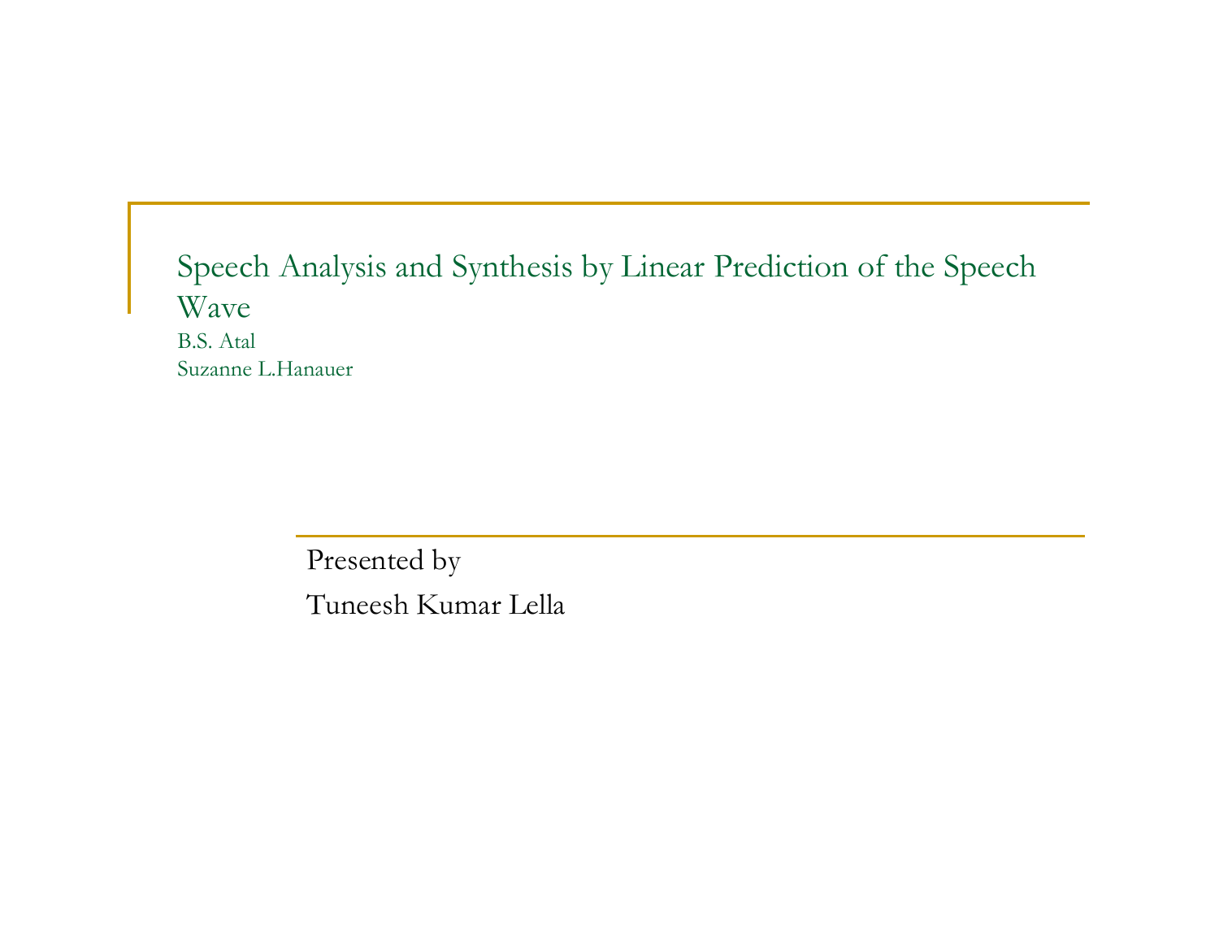# Speech Analysis and Synthesis by Linear Prediction of the Speech Wave

B.S. Atal

Suzanne L.Hanauer

Presented by

Tuneesh Kumar Lella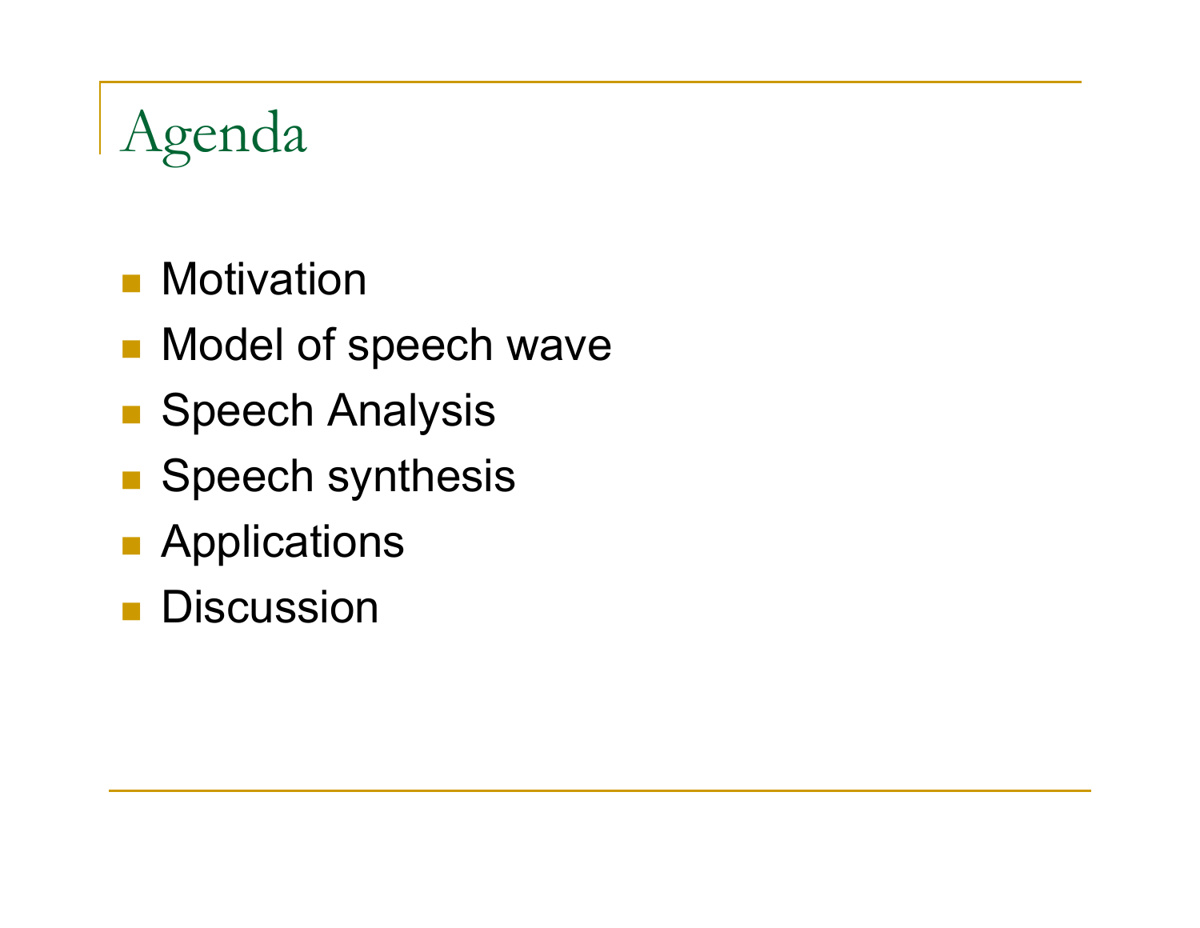# Agenda

- Motivation
- Model of speech wave
- Speech Analysis
- Speech synthesis
- Applications
- Discussion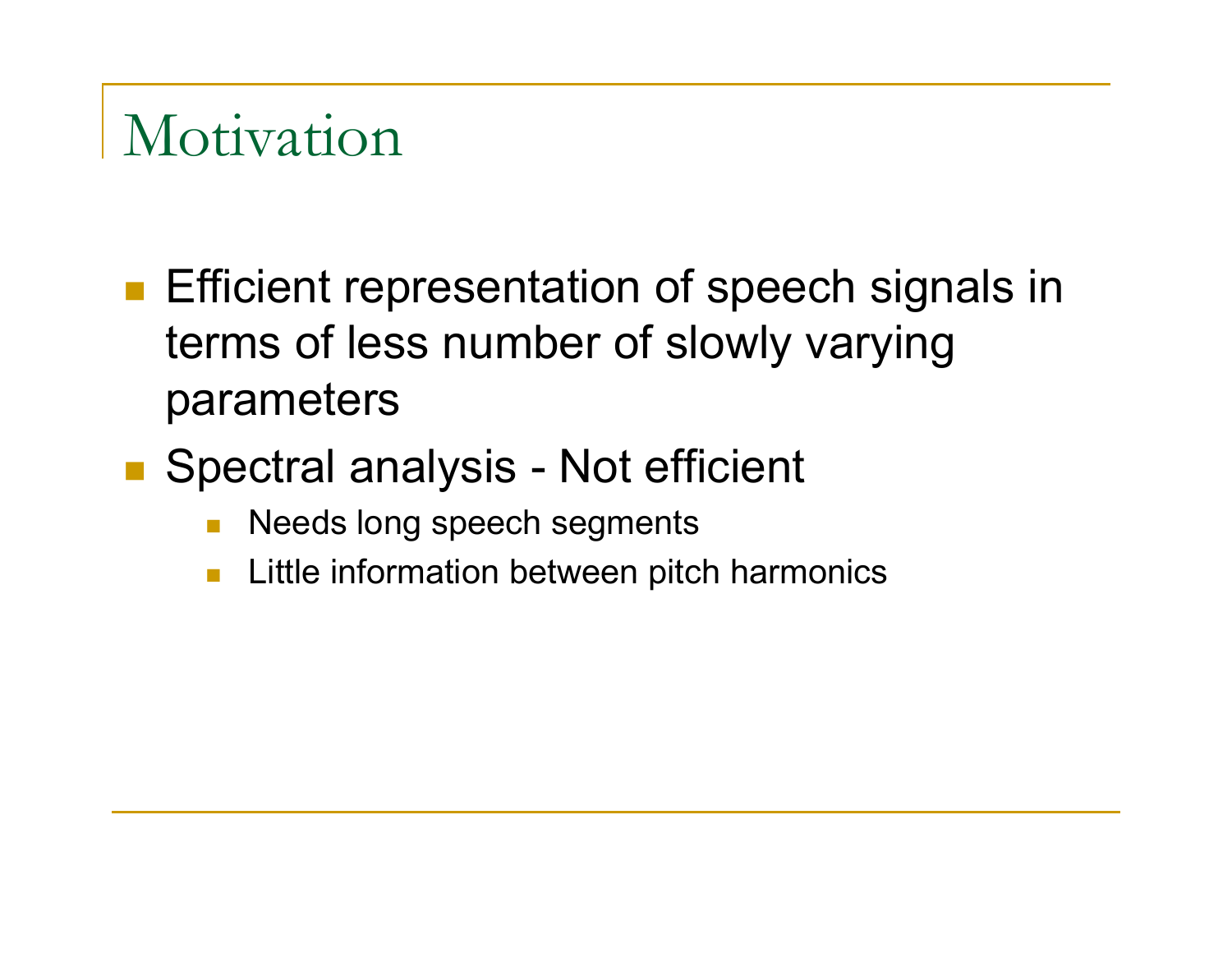# Motivation

- Efficient representation of speech signals in terms of less number of slowly varying parameters
- Spectral analysis - Not efficient
  - Needs long speech segments
  - Little information between pitch harmonics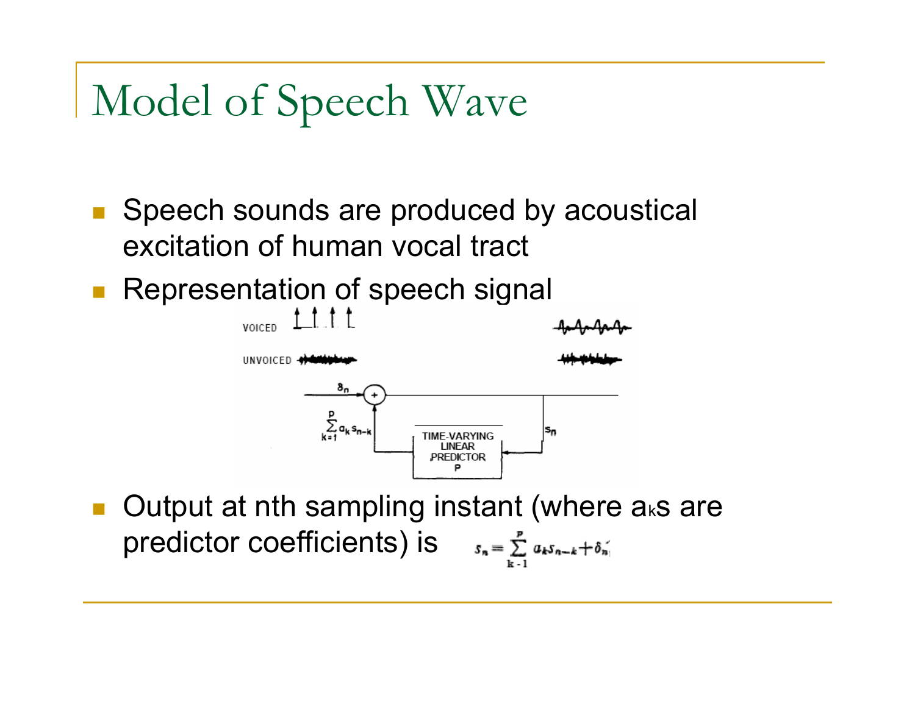# Model of Speech Wave

- Speech sounds are produced by acoustical excitation of human vocal tract
- Representation of speech signal
- Output at nth sampling instant (where $a_k$s are predictor coefficients) is $s_n = \sum_{k=1}^{p} a_k s_{n-k} + \delta_n$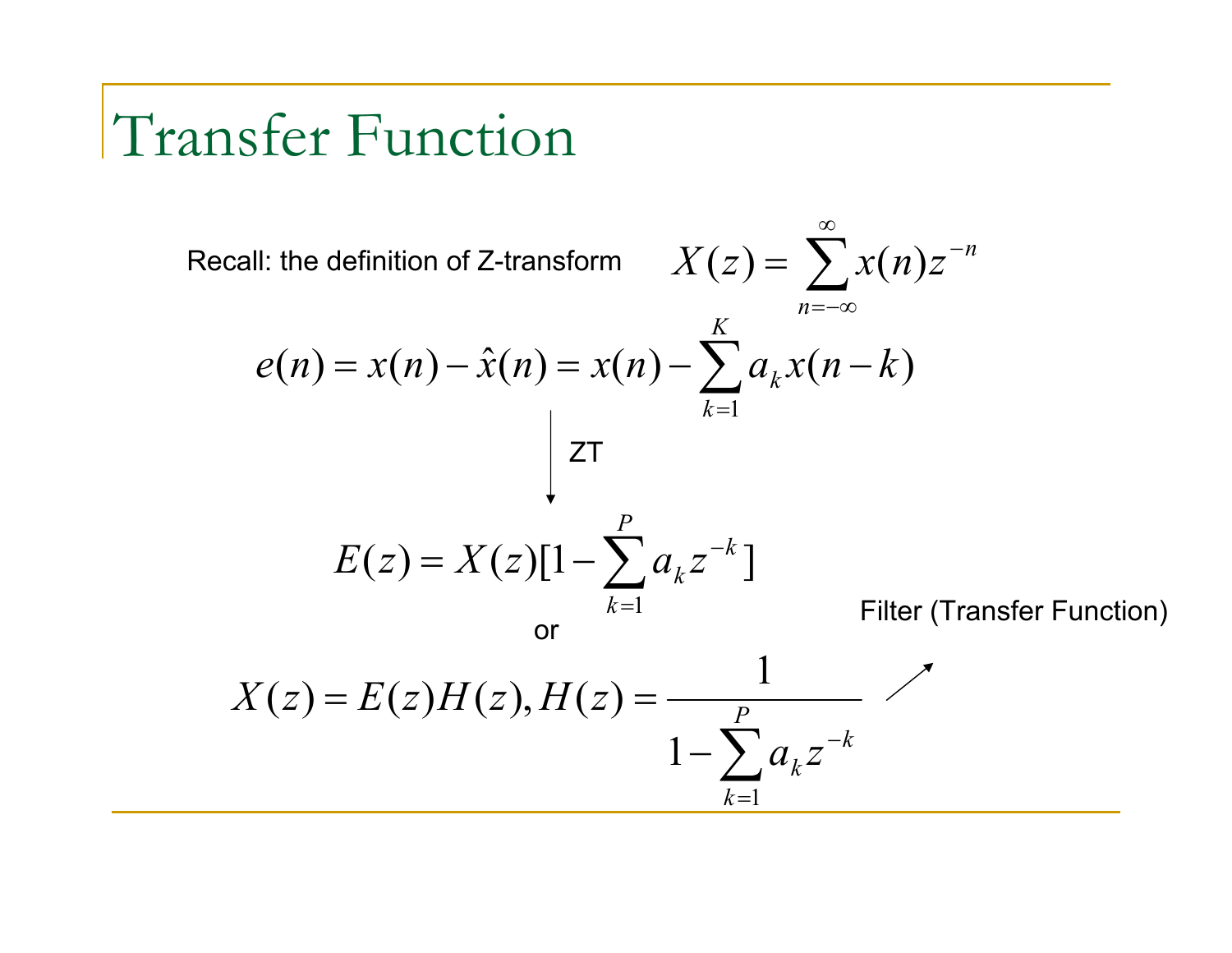# Transfer Function

Recall: the definition of Z-transform $X(z) = \sum_{n=-\infty}^{\infty} x(n) z^{-n}$

$$e(n) = x(n) - \hat{x}(n) = x(n) - \sum_{k=1}^{K} a_k x(n-k)$$

↓ ZT

$$E(z) = X(z)[1 - \sum_{k=1}^{P} a_k z^{-k}]$$

or

$$X(z) = E(z)H(z), H(z) = \frac{1}{1 - \sum_{k=1}^{P} a_k z^{-k}}$$

↗ Filter (Transfer Function)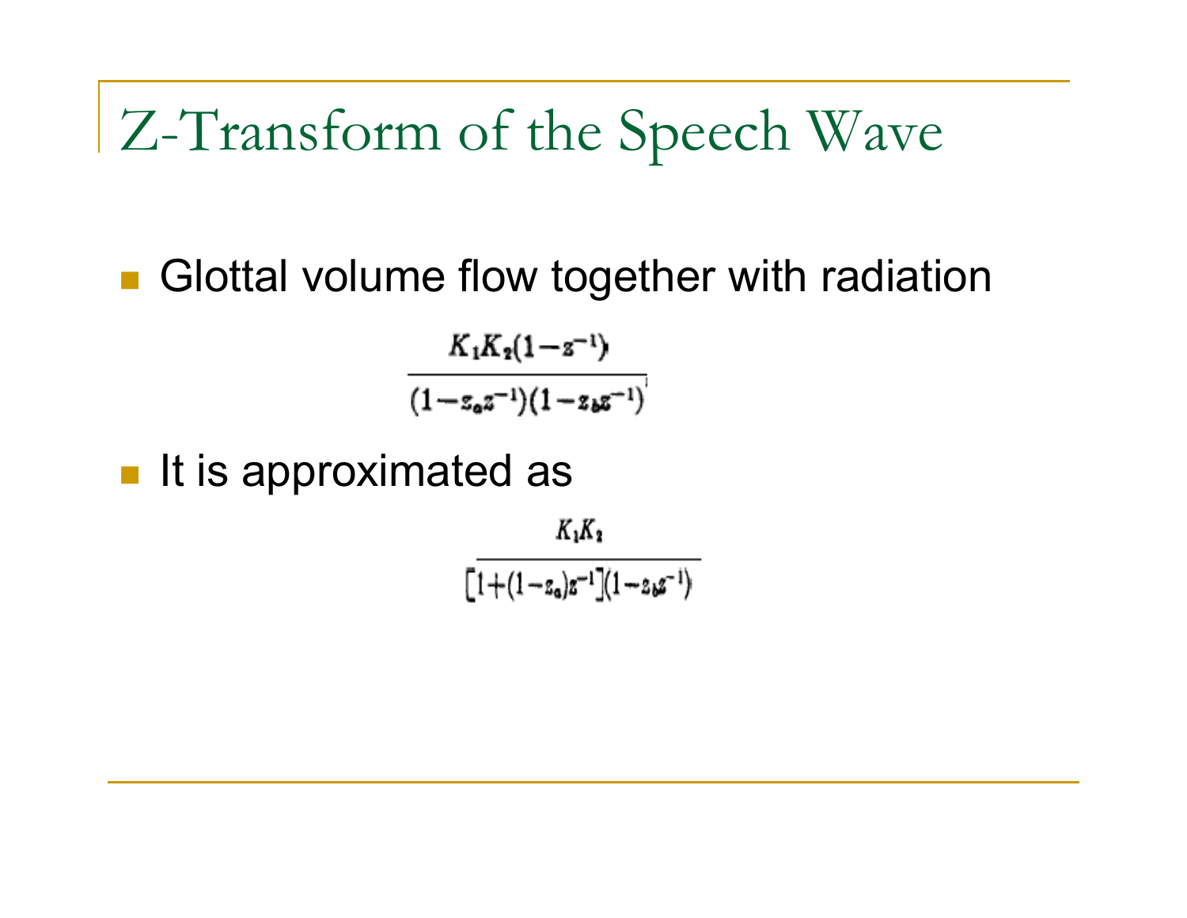# Z-Transform of the Speech Wave

- Glottal volume flow together with radiation

$$\frac{K_1 K_2 (1 - z^{-1})}{(1 - z_a z^{-1})(1 - z_b z^{-1})}$$

- It is approximated as

$$\frac{K_1 K_2}{[1 + (1 - z_a) z^{-1}](1 - z_b z^{-1})}$$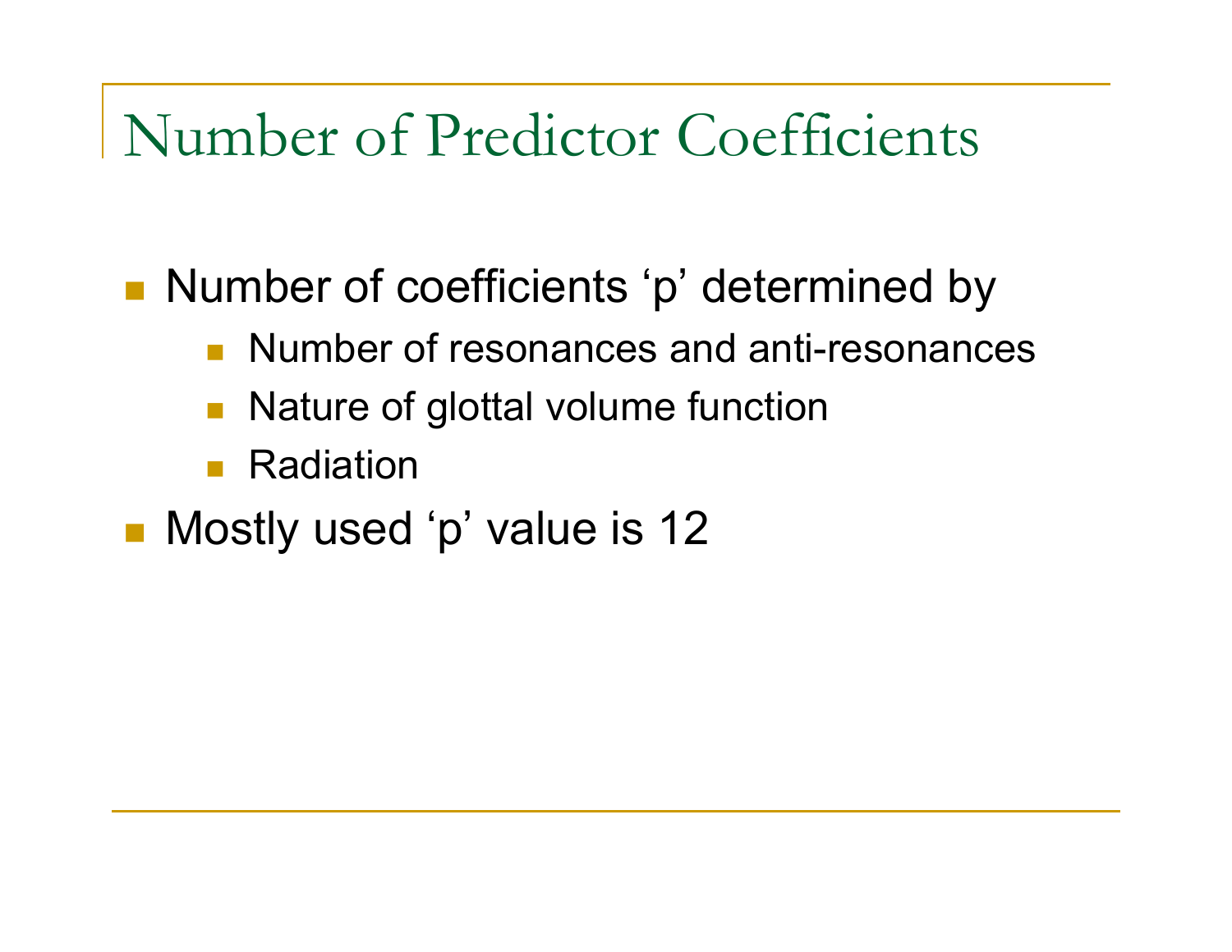# Number of Predictor Coefficients

- Number of coefficients ‘p’ determined by
  - Number of resonances and anti-resonances
  - Nature of glottal volume function
  - Radiation
- Mostly used ‘p’ value is 12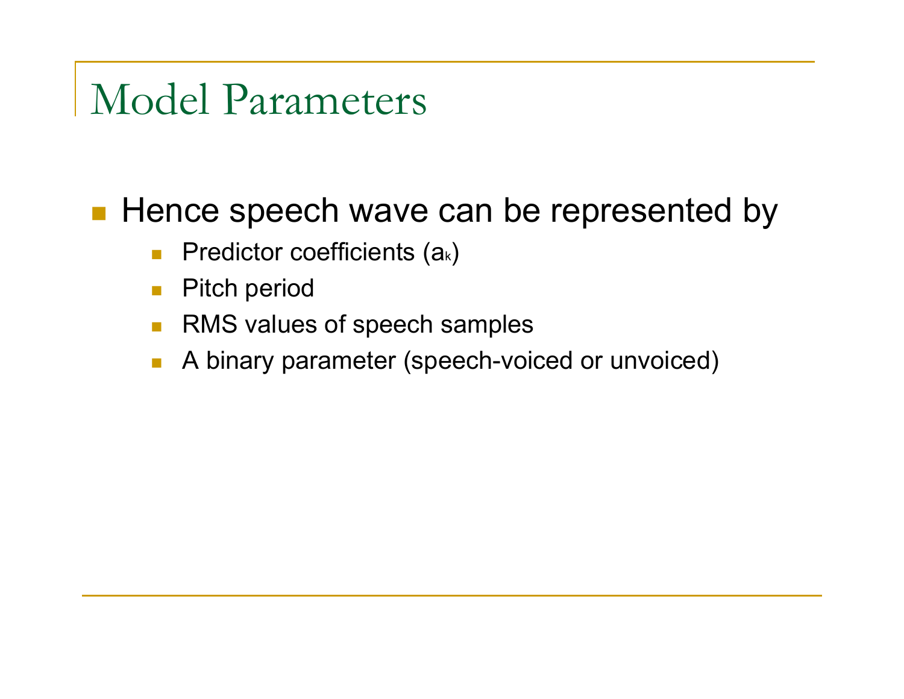# Model Parameters

- Hence speech wave can be represented by
  - Predictor coefficients ($a_k$)
  - Pitch period
  - RMS values of speech samples
  - A binary parameter (speech-voiced or unvoiced)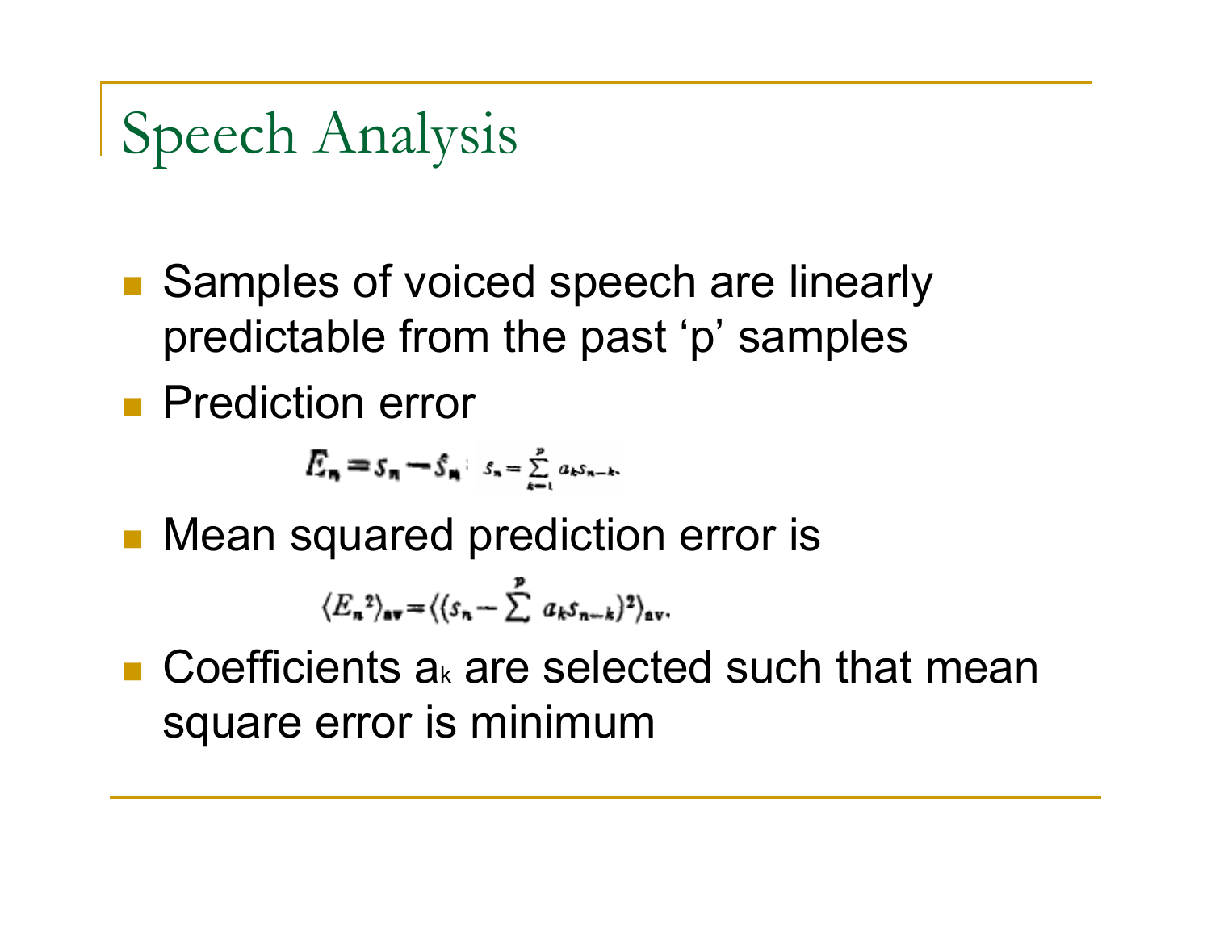# Speech Analysis

- Samples of voiced speech are linearly predictable from the past 'p' samples
- Prediction error

$$E_n = s_n - \hat{s}_n \quad \hat{s}_n = \sum_{k=1}^{p} a_k s_{n-k}.$$

- Mean squared prediction error is

$$\langle E_n{}^2 \rangle_{av} = \langle (s_n - \sum^{p} a_k s_{n-k})^2 \rangle_{av}.$$

- Coefficients $a_k$ are selected such that mean square error is minimum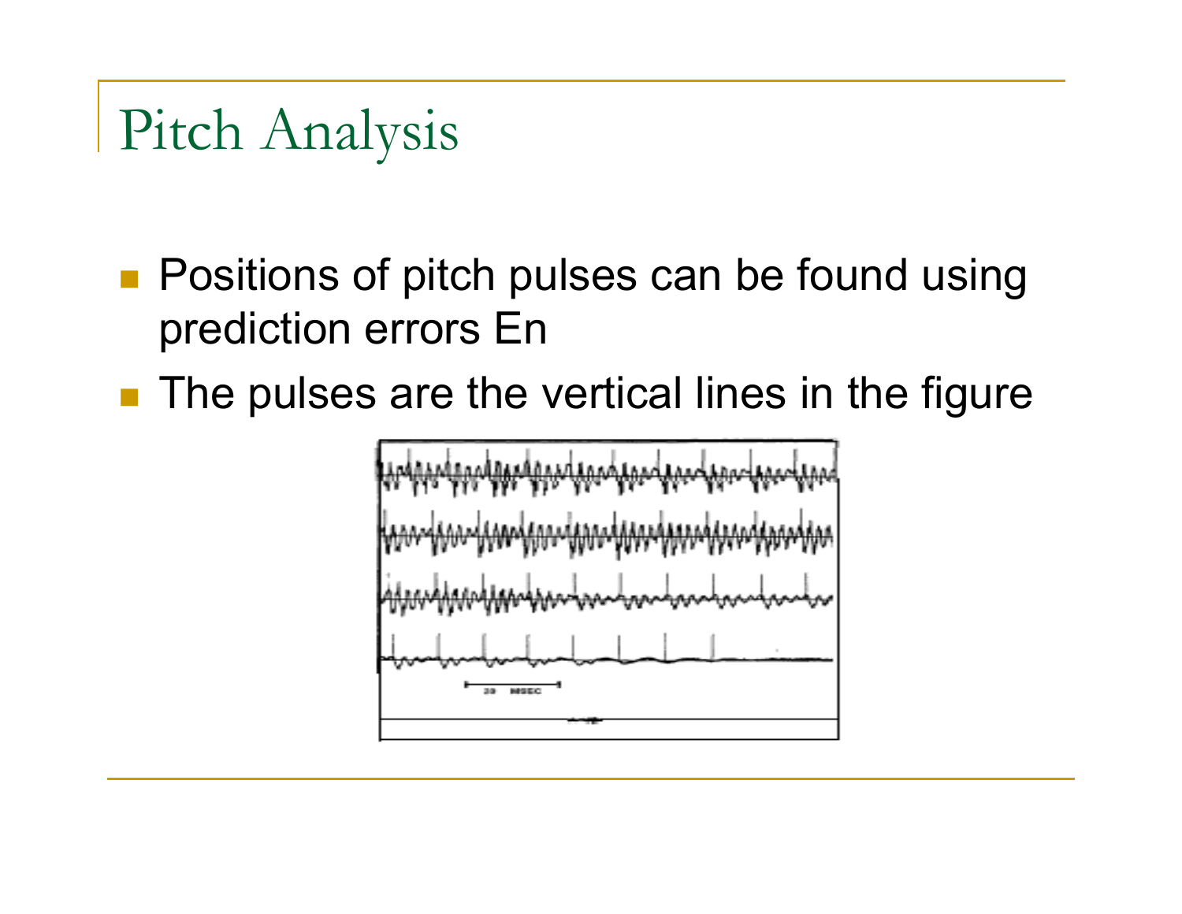# Pitch Analysis

- Positions of pitch pulses can be found using prediction errors En
- The pulses are the vertical lines in the figure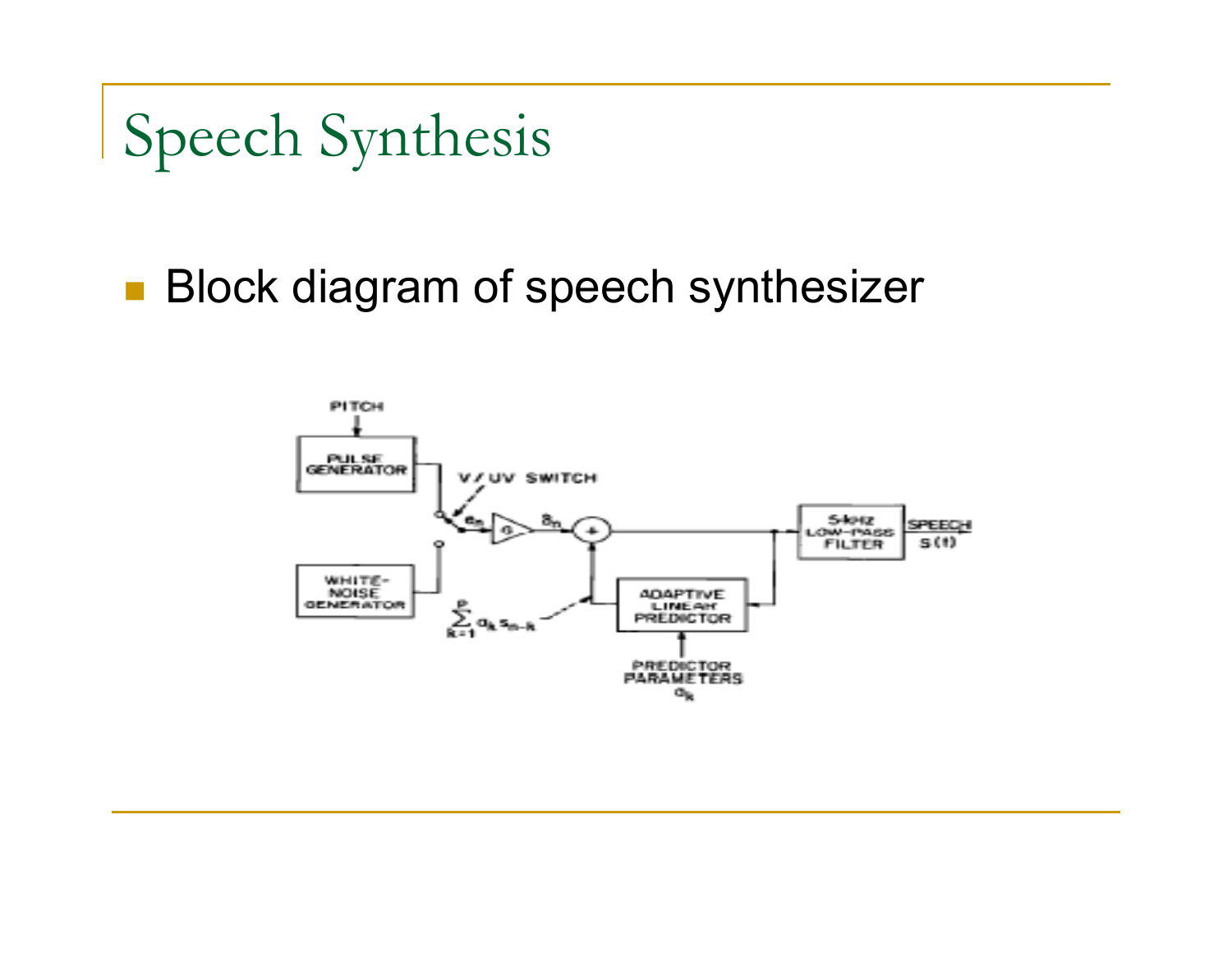# Speech Synthesis

- Block diagram of speech synthesizer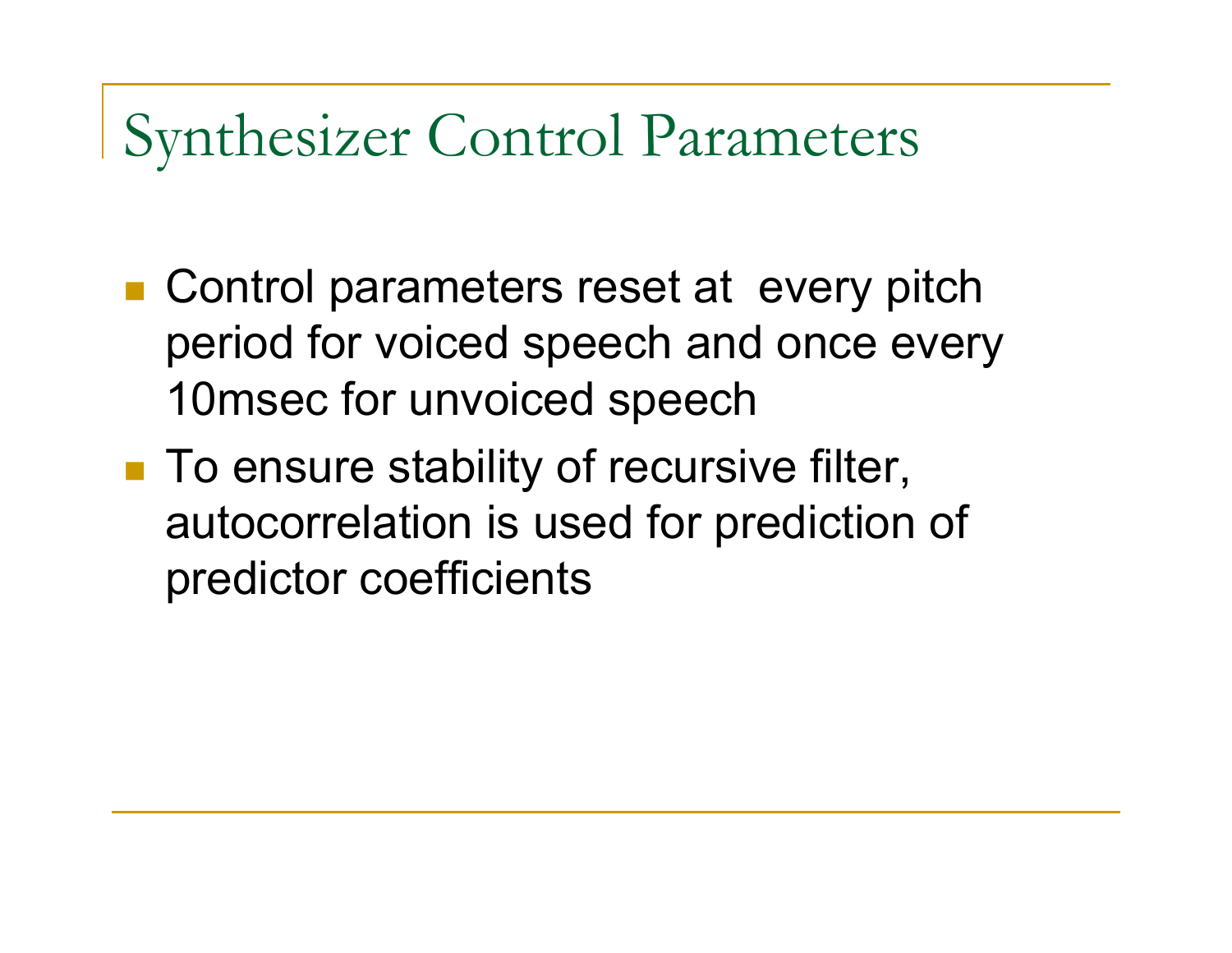# Synthesizer Control Parameters

- Control parameters reset at every pitch period for voiced speech and once every 10msec for unvoiced speech
- To ensure stability of recursive filter, autocorrelation is used for prediction of predictor coefficients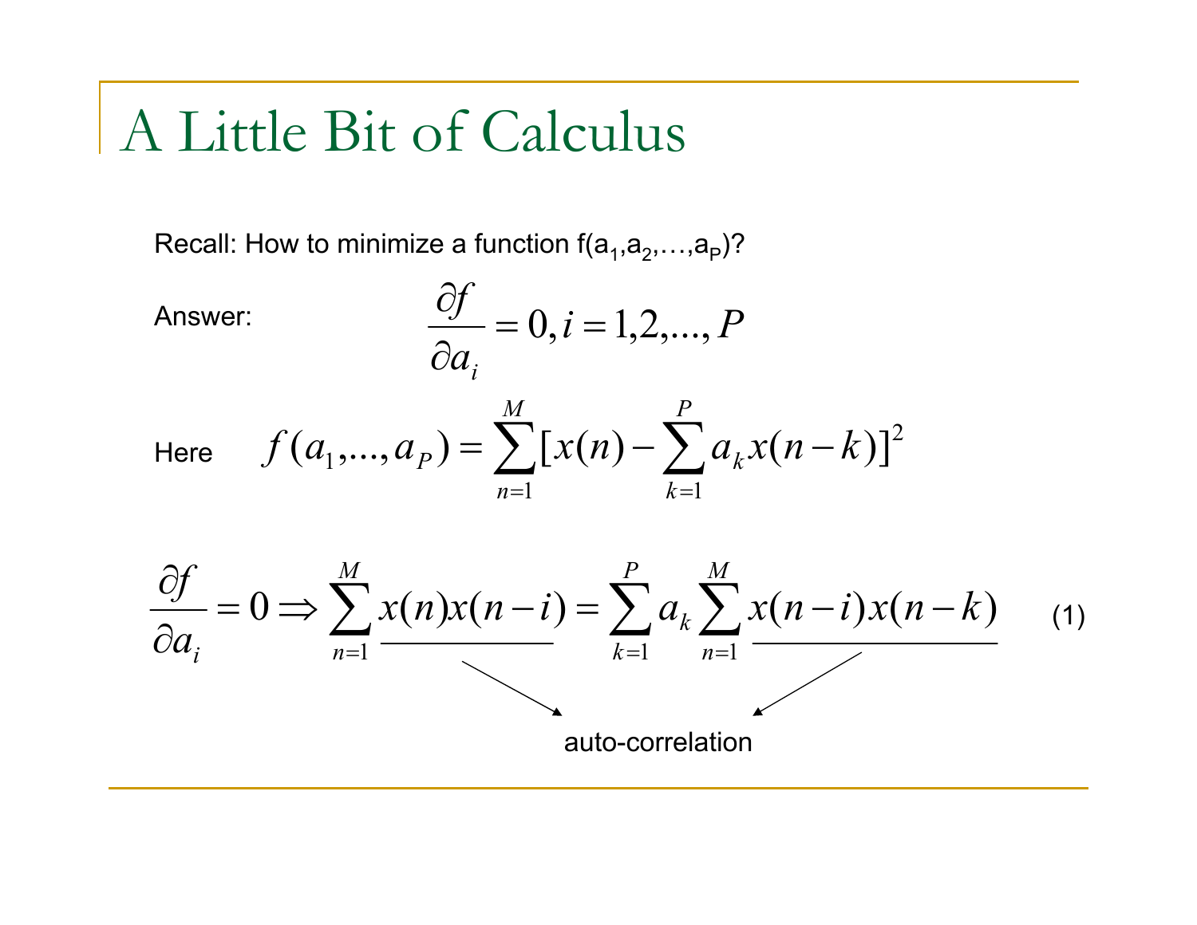# A Little Bit of Calculus

Recall: How to minimize a function $f(a_1, a_2, \ldots, a_P)$?

Answer:

$$\frac{\partial f}{\partial a_i} = 0, i = 1,2,\ldots,P$$

Here

$$f(a_1,\ldots,a_P) = \sum_{n=1}^{M} [x(n) - \sum_{k=1}^{P} a_k x(n-k)]^2$$

$$\frac{\partial f}{\partial a_i} = 0 \Rightarrow \sum_{n=1}^{M} \underline{x(n)x(n-i)} = \sum_{k=1}^{P} a_k \sum_{n=1}^{M} \underline{x(n-i)x(n-k)} \qquad (1)$$

auto-correlation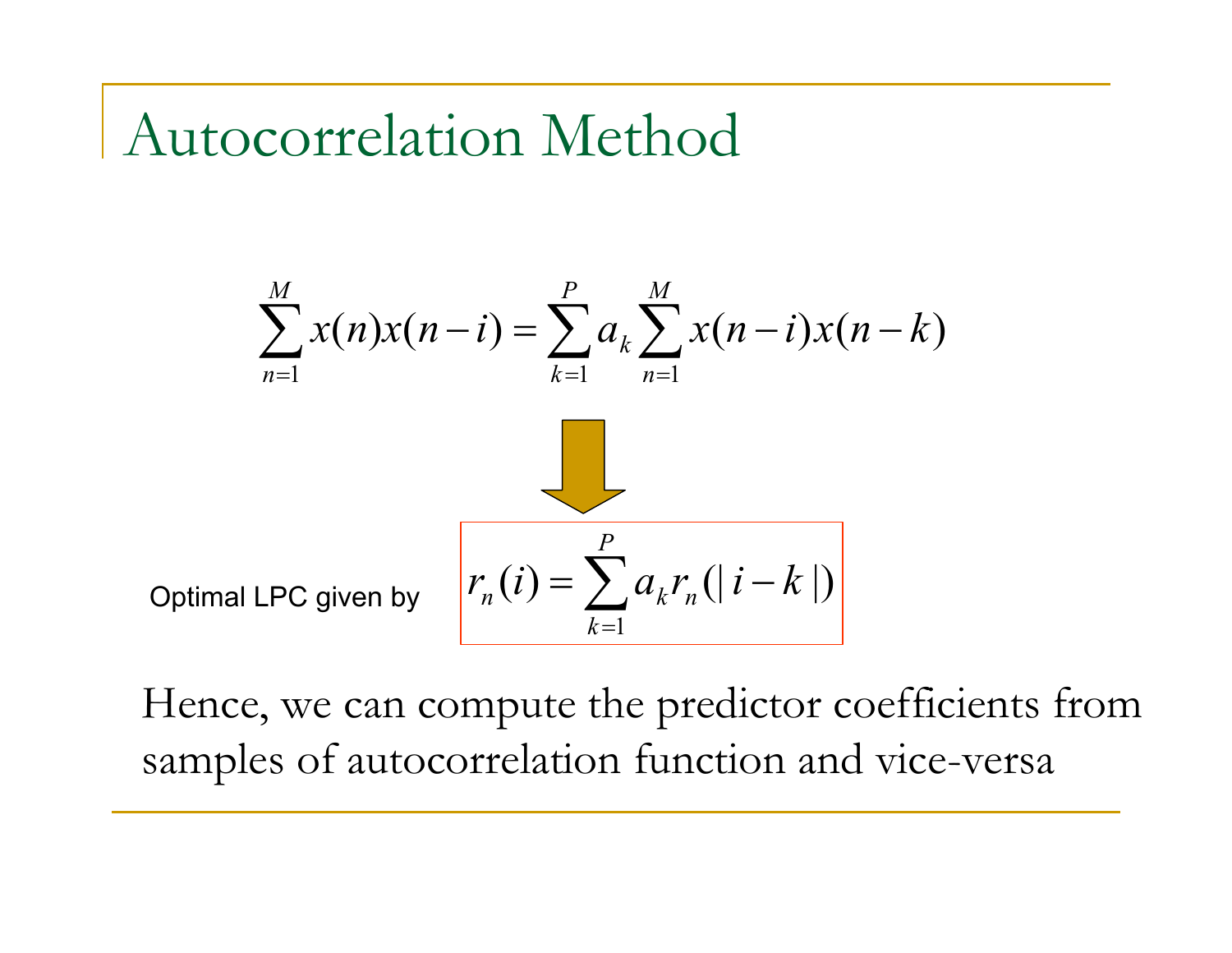# Autocorrelation Method

$$\sum_{n=1}^{M} x(n)x(n-i) = \sum_{k=1}^{P} a_k \sum_{n=1}^{M} x(n-i)x(n-k)$$

Optimal LPC given by

$$r_n(i) = \sum_{k=1}^{P} a_k r_n(|i-k|)$$

Hence, we can compute the predictor coefficients from samples of autocorrelation function and vice-versa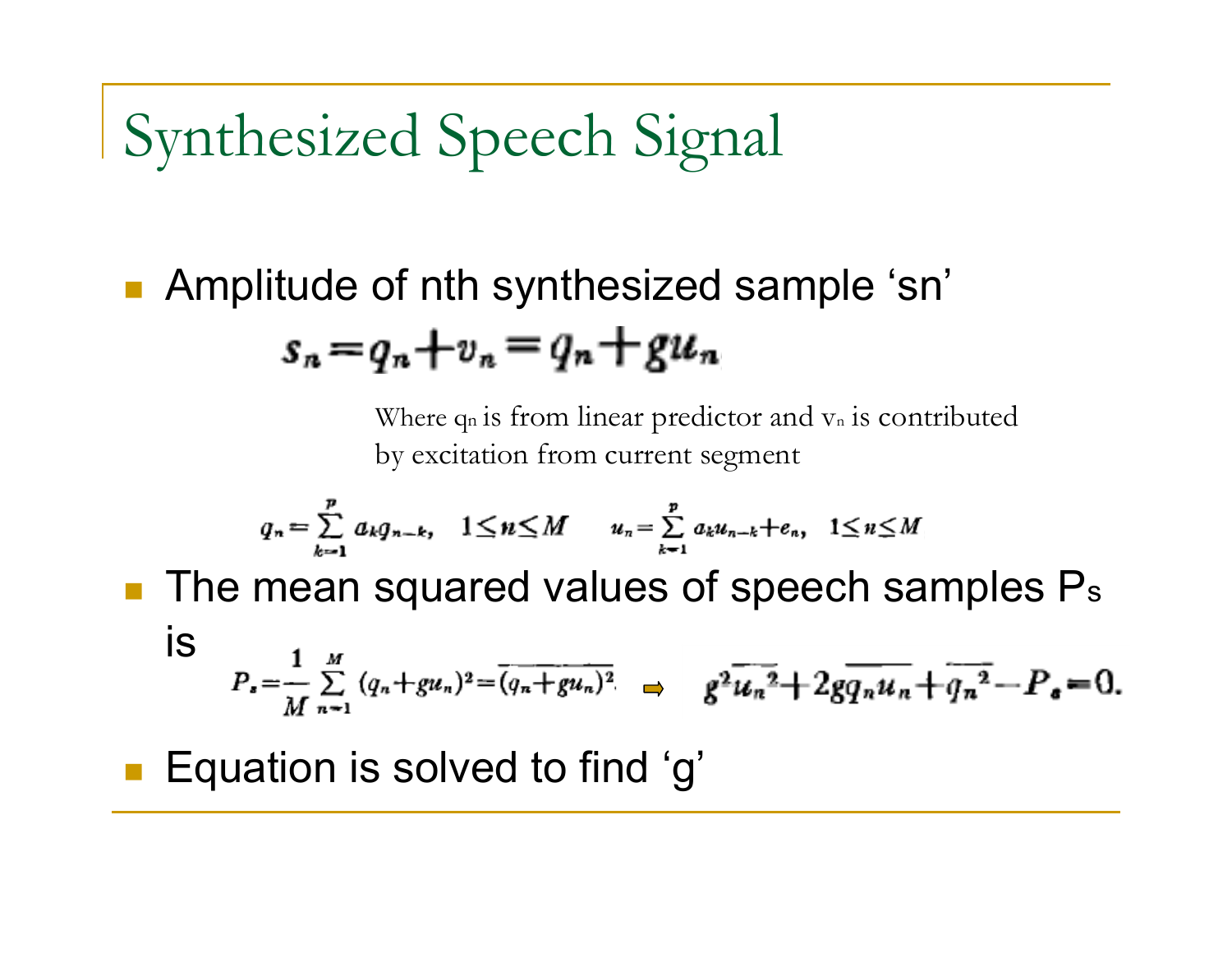# Synthesized Speech Signal

- Amplitude of nth synthesized sample 'sn'

$$s_n = q_n + v_n = q_n + g u_n$$

Where $q_n$ is from linear predictor and $v_n$ is contributed by excitation from current segment

$$q_n = \sum_{k=1}^{p} a_k q_{n-k}, \quad 1 \le n \le M \qquad u_n = \sum_{k=1}^{p} a_k u_{n-k} + e_n, \quad 1 \le n \le M$$

- The mean squared values of speech samples $P_s$ is

$$P_s = \frac{1}{M} \sum_{n=1}^{M} (q_n + g u_n)^2 = \overline{(q_n + g u_n)^2} \Rightarrow \quad g^2 \overline{u_n^2} + 2g \overline{q_n u_n} + \overline{q_n^2} - P_s = 0.$$

- Equation is solved to find 'g'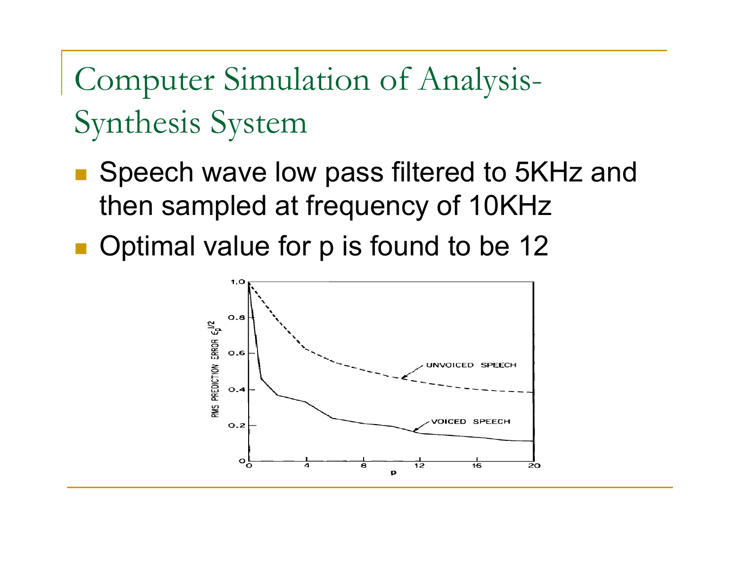# Computer Simulation of Analysis-Synthesis System

- Speech wave low pass filtered to 5KHz and then sampled at frequency of 10KHz
- Optimal value for p is found to be 12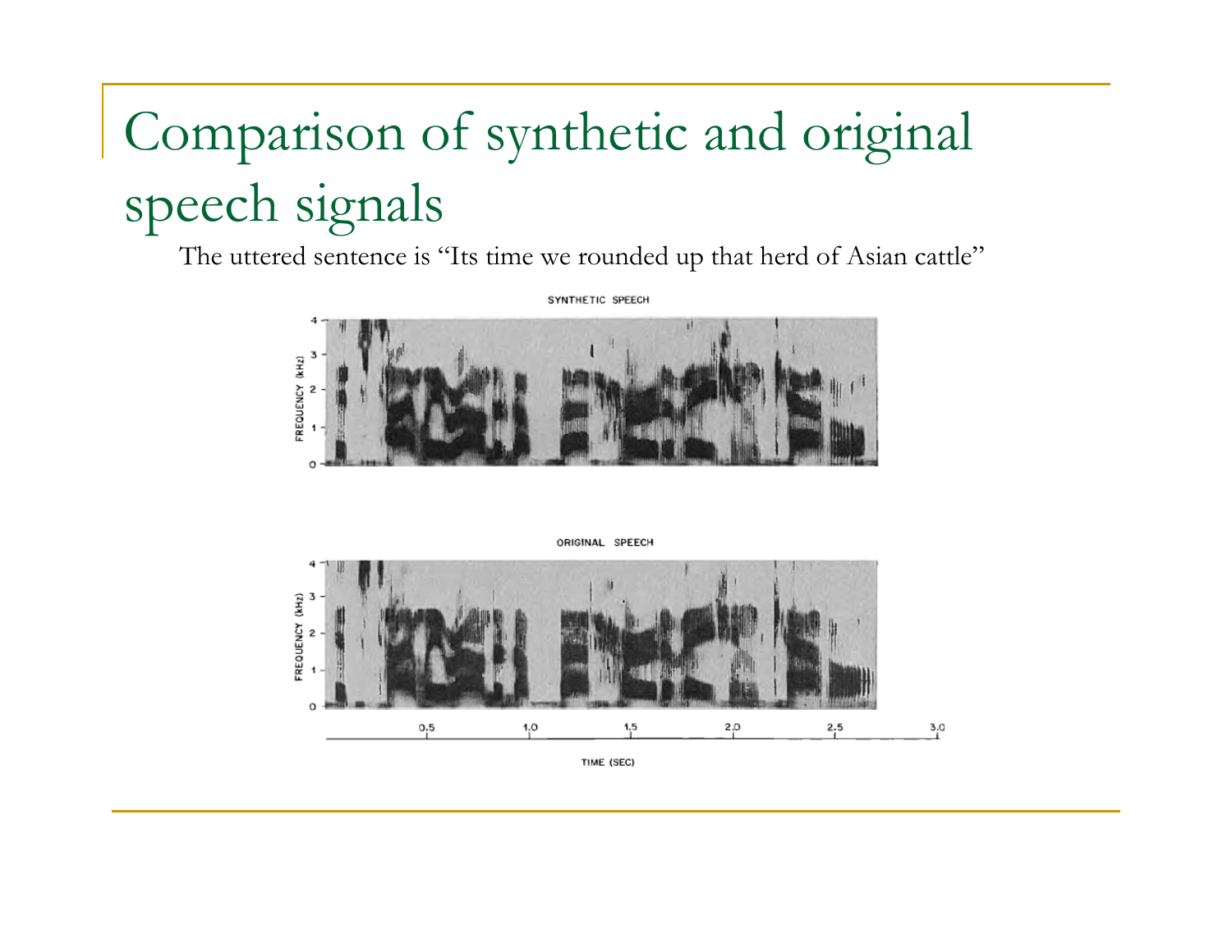# Comparison of synthetic and original speech signals

The uttered sentence is "Its time we rounded up that herd of Asian cattle"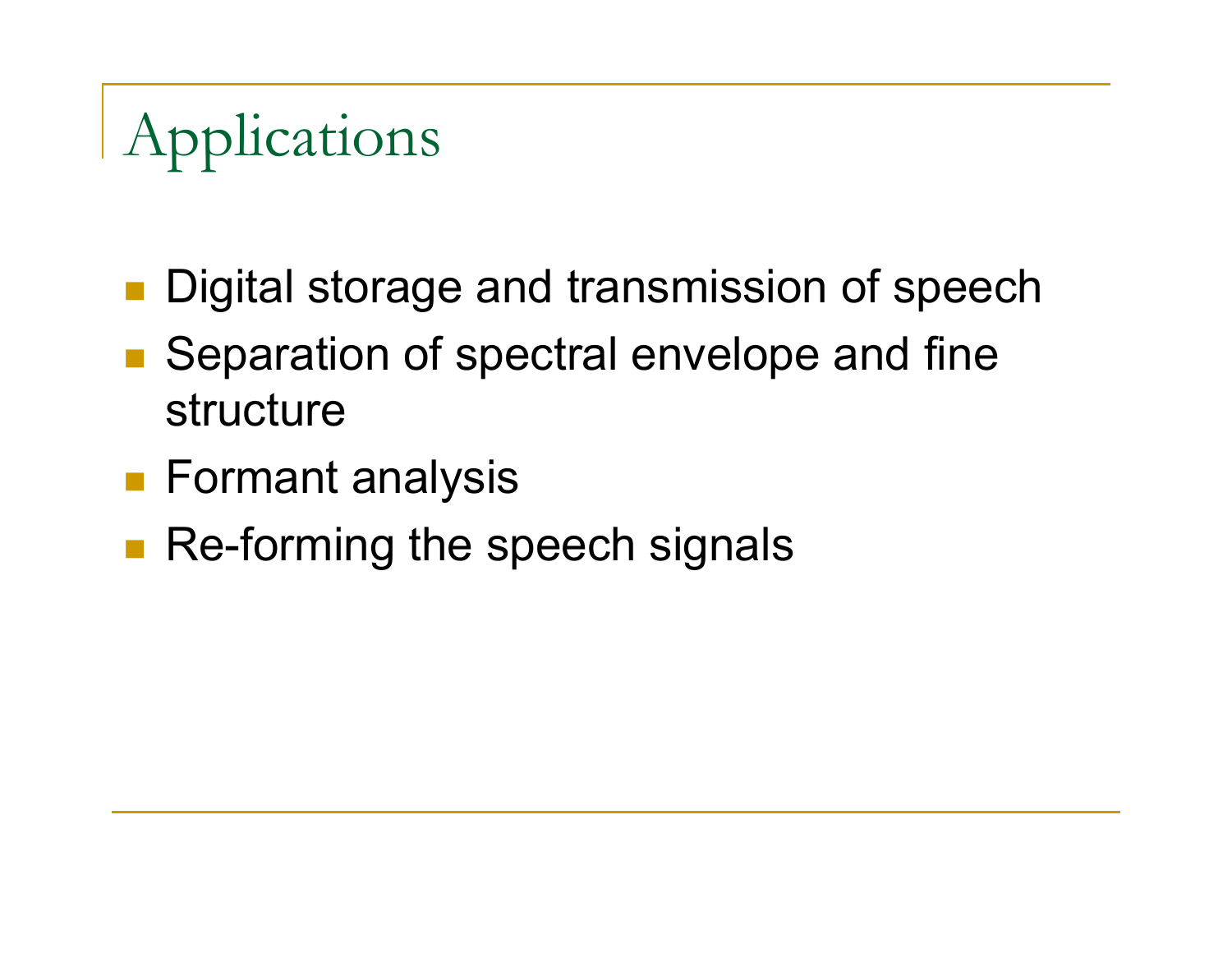# Applications

- Digital storage and transmission of speech
- Separation of spectral envelope and fine structure
- Formant analysis
- Re-forming the speech signals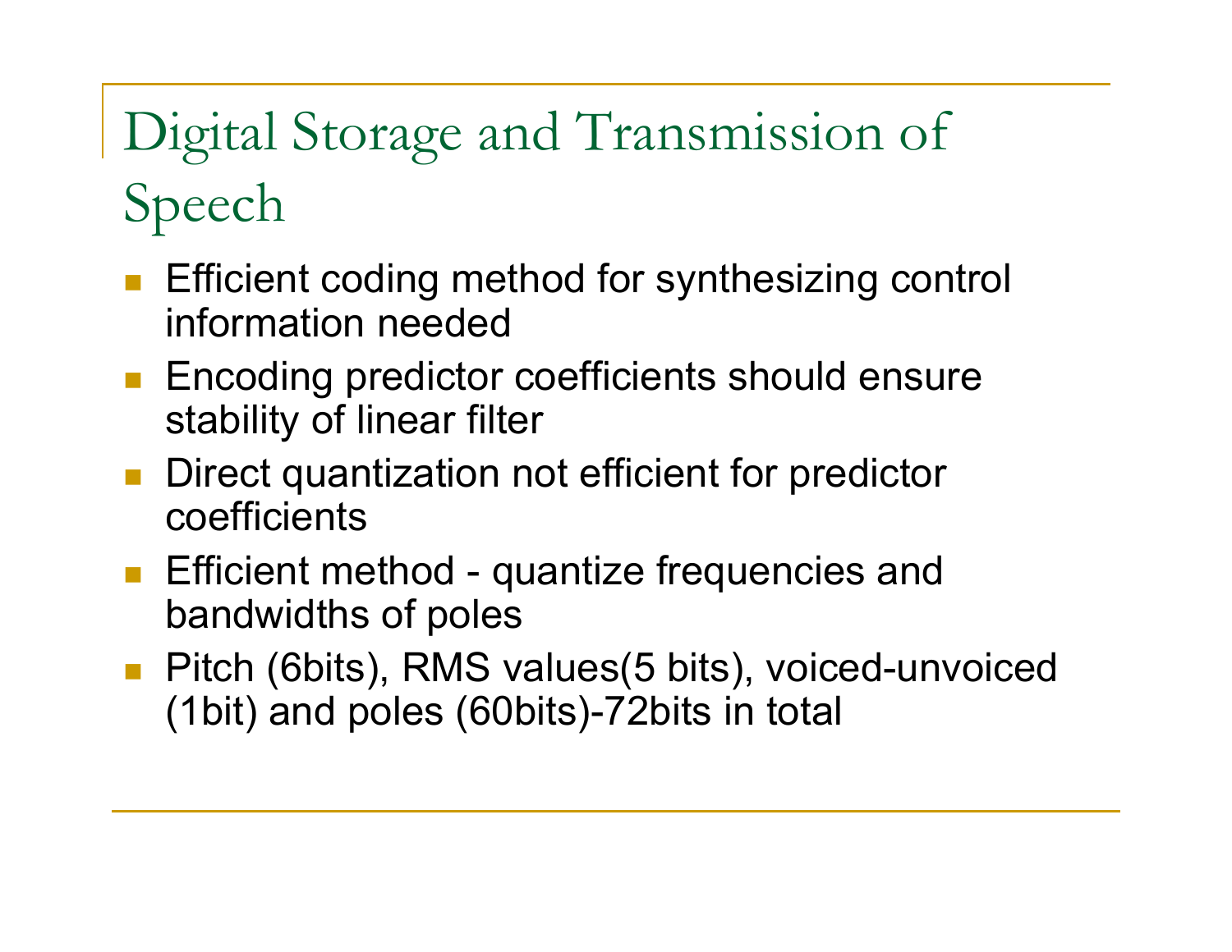# Digital Storage and Transmission of Speech

- Efficient coding method for synthesizing control information needed
- Encoding predictor coefficients should ensure stability of linear filter
- Direct quantization not efficient for predictor coefficients
- Efficient method - quantize frequencies and bandwidths of poles
- Pitch (6bits), RMS values(5 bits), voiced-unvoiced (1bit) and poles (60bits)-72bits in total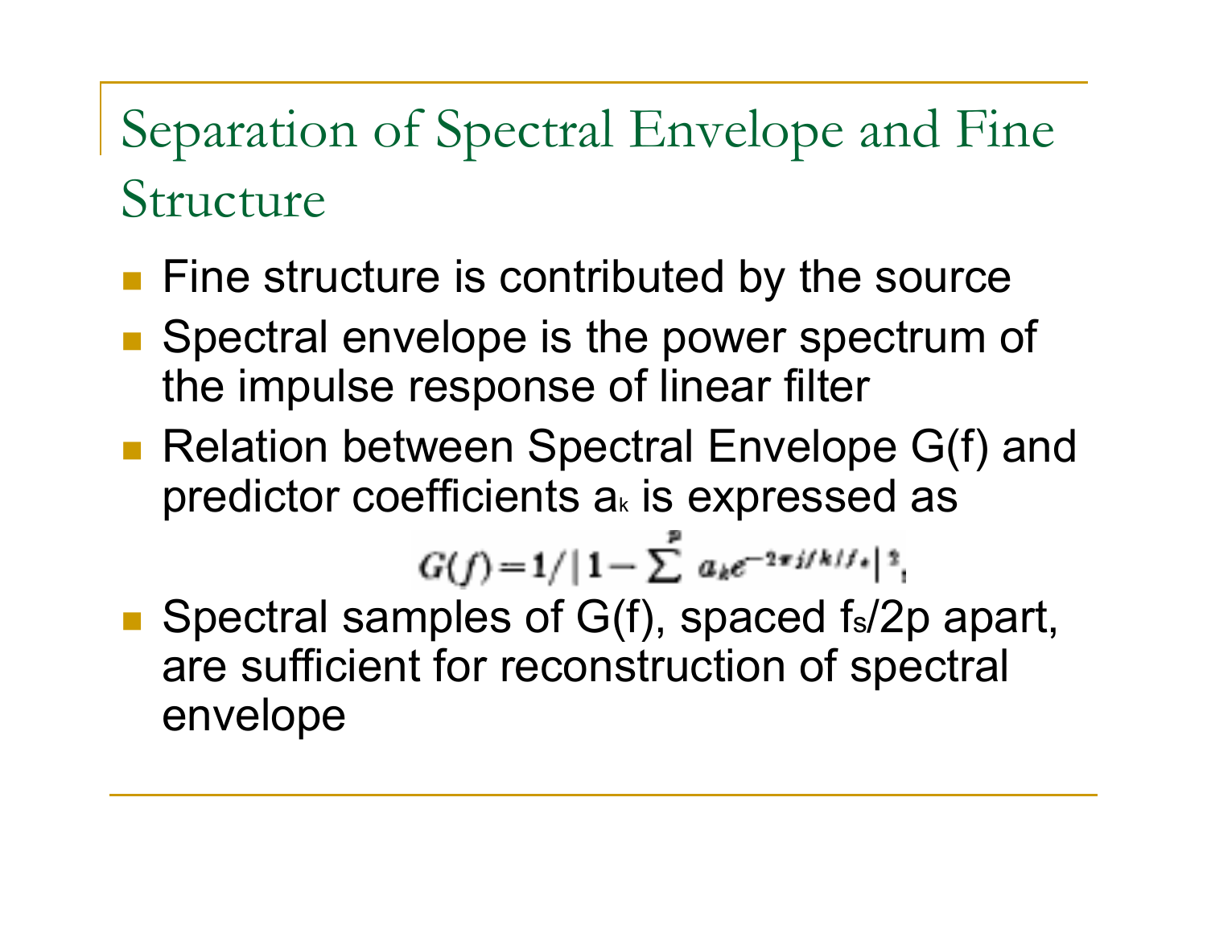# Separation of Spectral Envelope and Fine Structure

- Fine structure is contributed by the source
- Spectral envelope is the power spectrum of the impulse response of linear filter
- Relation between Spectral Envelope G(f) and predictor coefficients $a_k$ is expressed as

$$G(f) = 1 / \left| 1 - \sum^{p} a_k e^{-2\pi j f k / f_s} \right|^2,$$

- Spectral samples of G(f), spaced $f_s/2p$ apart, are sufficient for reconstruction of spectral envelope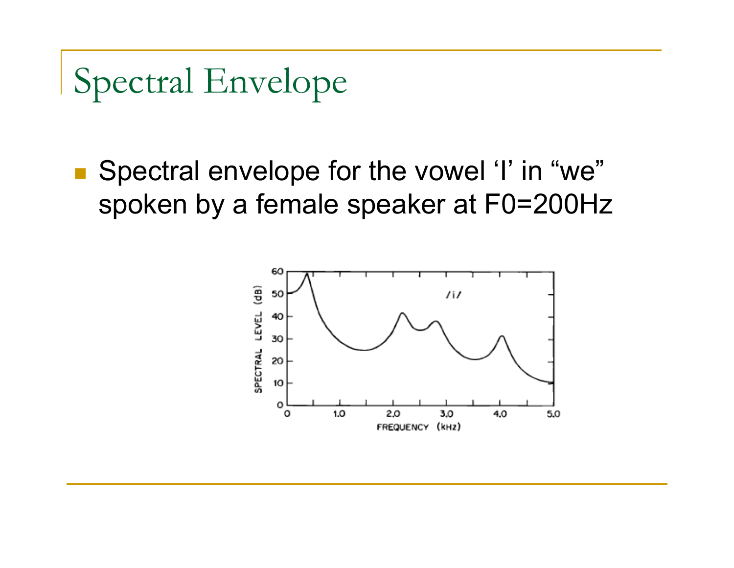# Spectral Envelope

- Spectral envelope for the vowel 'I' in "we" spoken by a female speaker at F0=200Hz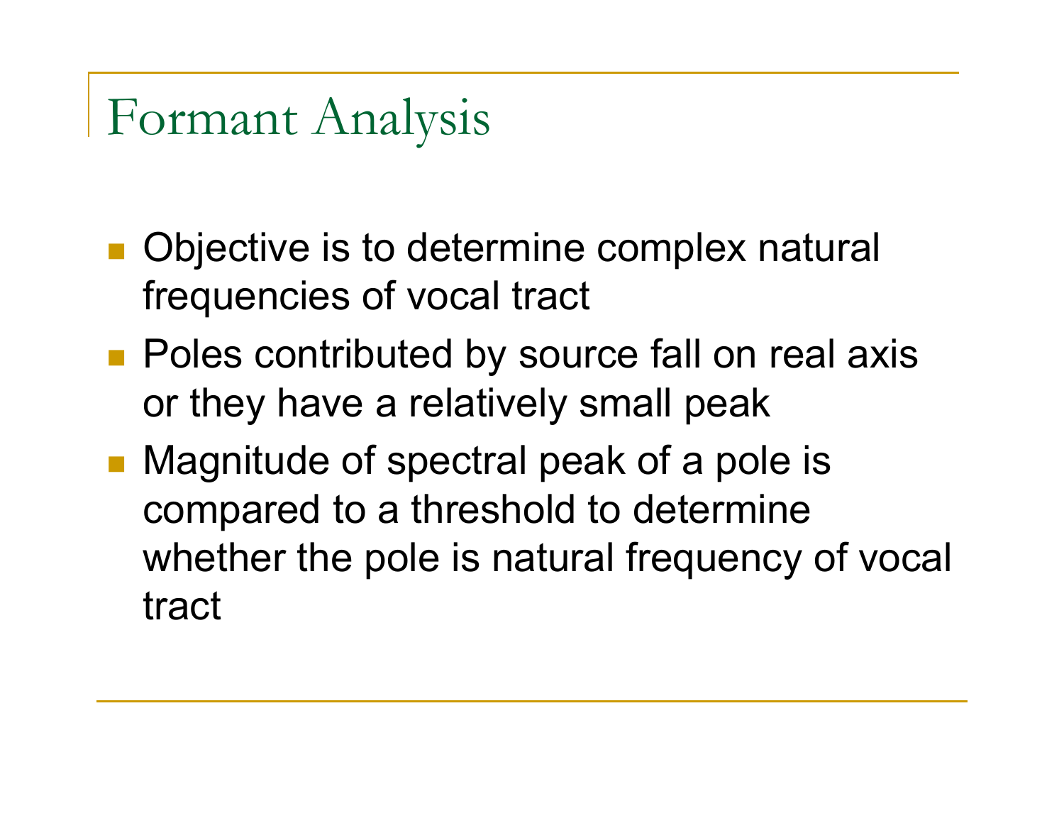# Formant Analysis

- Objective is to determine complex natural frequencies of vocal tract
- Poles contributed by source fall on real axis or they have a relatively small peak
- Magnitude of spectral peak of a pole is compared to a threshold to determine whether the pole is natural frequency of vocal tract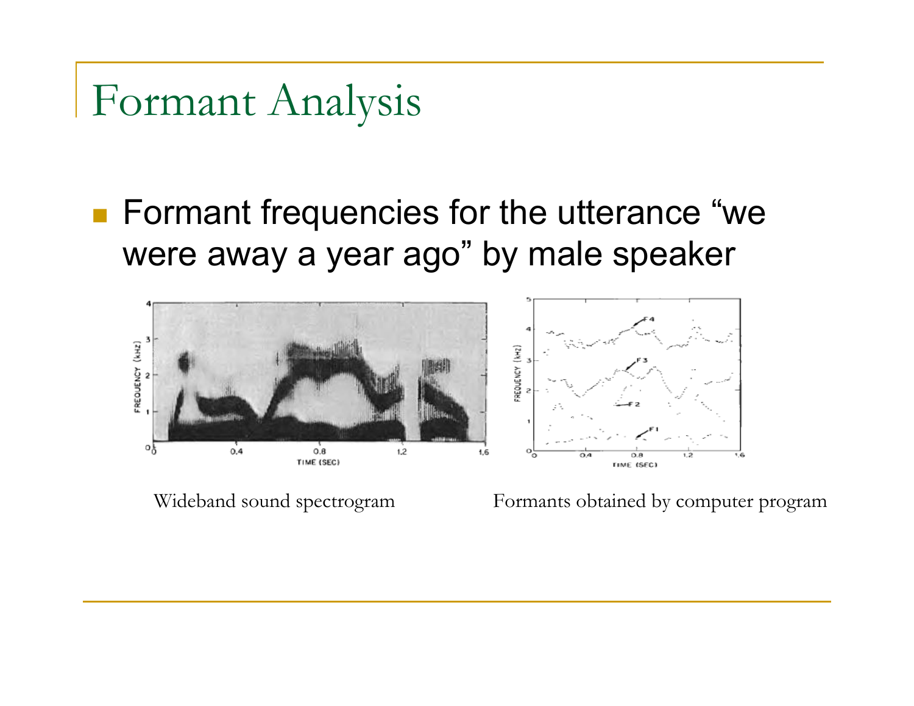# Formant Analysis

- Formant frequencies for the utterance "we were away a year ago" by male speaker

Wideband sound spectrogram

Formants obtained by computer program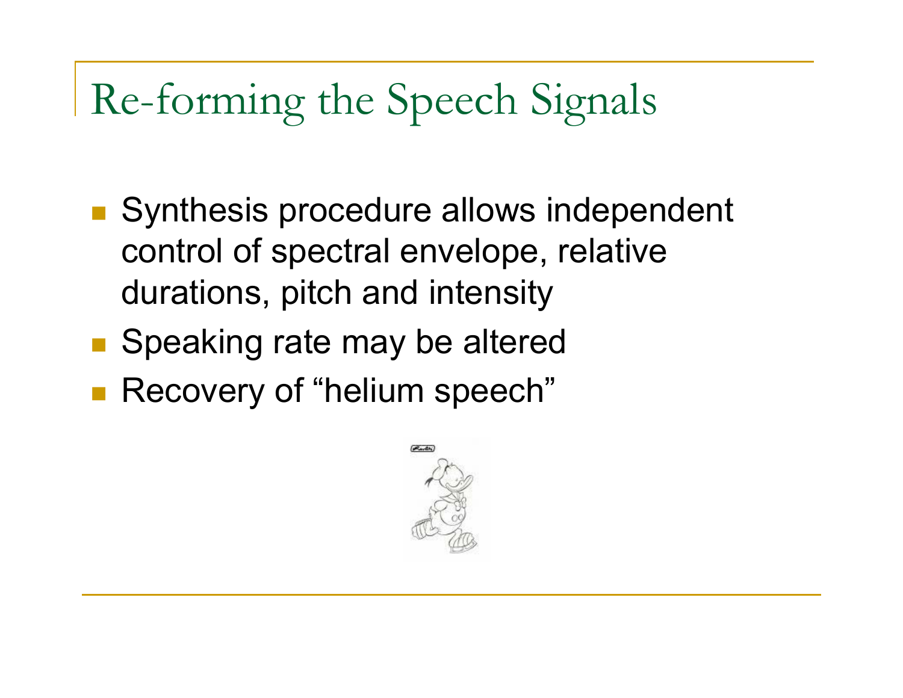# Re-forming the Speech Signals

- Synthesis procedure allows independent control of spectral envelope, relative durations, pitch and intensity
- Speaking rate may be altered
- Recovery of "helium speech"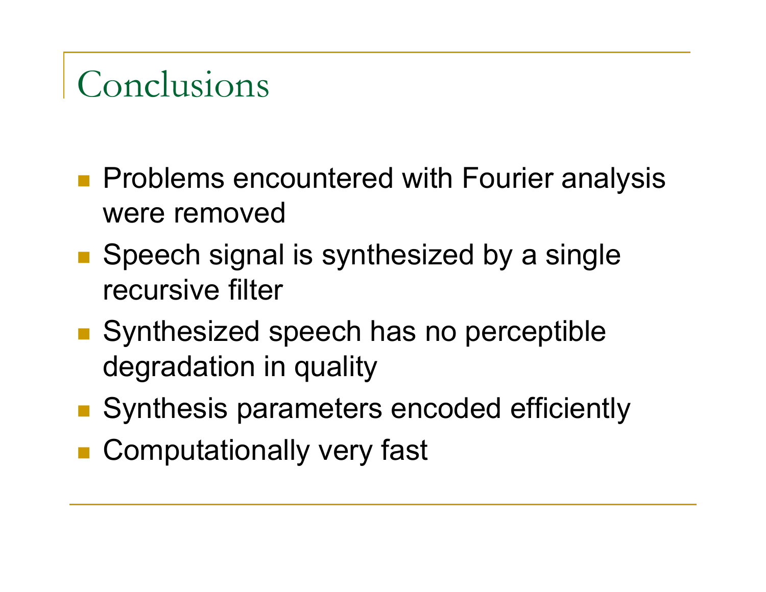# Conclusions

- Problems encountered with Fourier analysis were removed
- Speech signal is synthesized by a single recursive filter
- Synthesized speech has no perceptible degradation in quality
- Synthesis parameters encoded efficiently
- Computationally very fast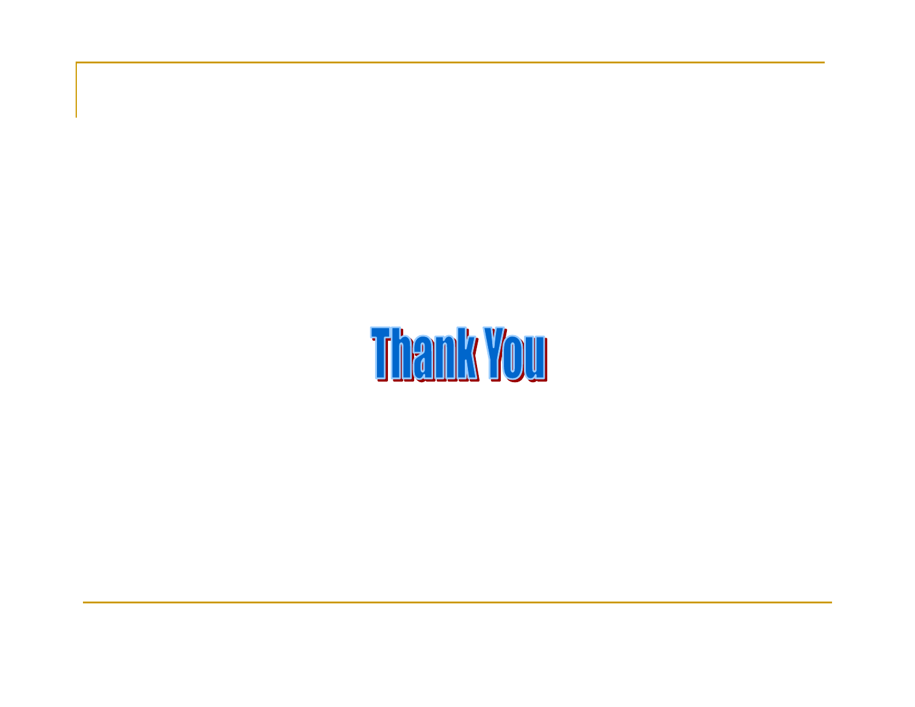# Thank You